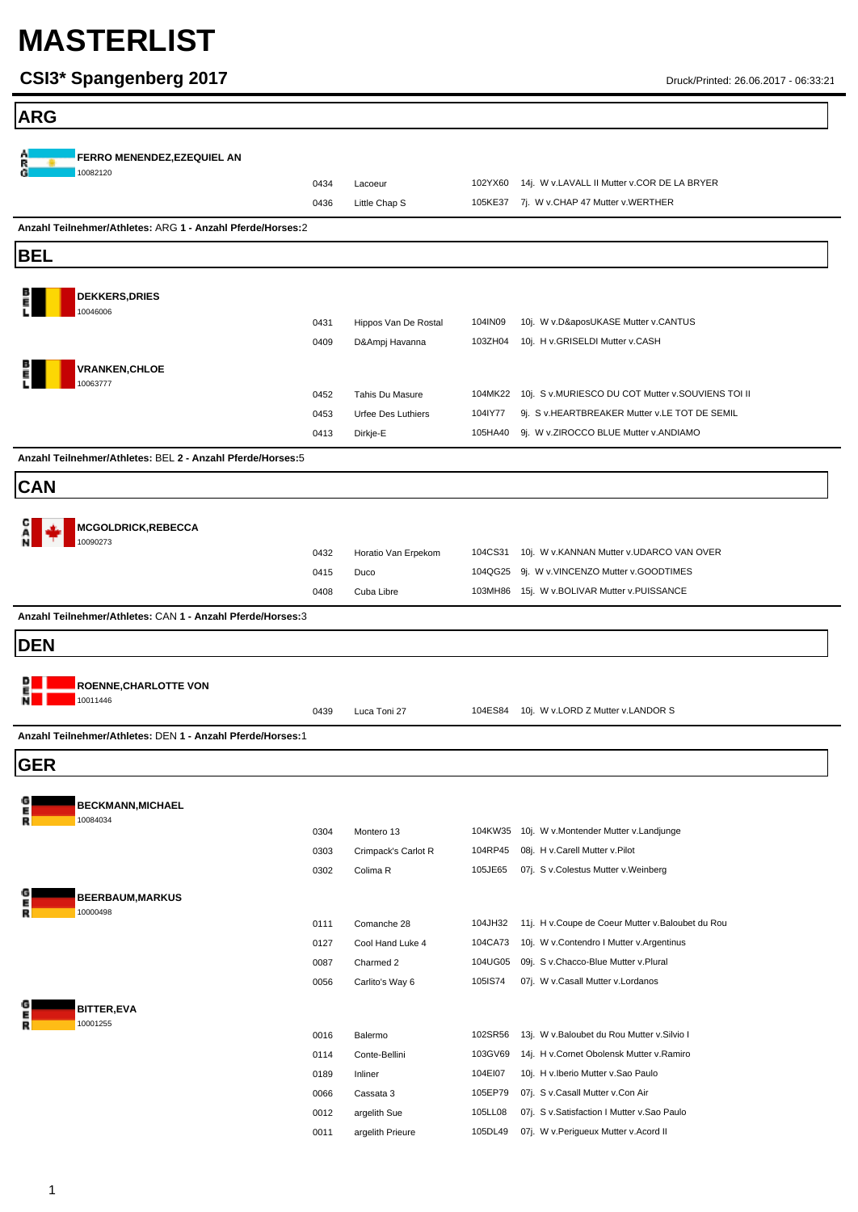# MASTERLIST

## CSI3* Spangenberg 2017

Druck/Printed: 26.06.2017 - 06:33:21

## ARG

**FERRO MENENDEZ,EZEQUIEL AN**
10082120

| | | | |
|---|---|---|---|
| 0434 | Lacoeur | 102YX60 | 14j. W v.LAVALL II Mutter v.COR DE LA BRYER |
| 0436 | Little Chap S | 105KE37 | 7j. W v.CHAP 47 Mutter v.WERTHER |

**Anzahl Teilnehmer/Athletes:** ARG **1 - Anzahl Pferde/Horses:**2

## BEL

**DEKKERS,DRIES**
10046006

| | | | |
|---|---|---|---|
| 0431 | Hippos Van De Rostal | 104IN09 | 10j. W v.D&aposUKASE Mutter v.CANTUS |
| 0409 | D&Ampj Havanna | 103ZH04 | 10j. H v.GRISELDI Mutter v.CASH |

**VRANKEN,CHLOE**
10063777

| | | | |
|---|---|---|---|
| 0452 | Tahis Du Masure | 104MK22 | 10j. S v.MURIESCO DU COT Mutter v.SOUVIENS TOI II |
| 0453 | Urfee Des Luthiers | 104IY77 | 9j. S v.HEARTBREAKER Mutter v.LE TOT DE SEMIL |
| 0413 | Dirkje-E | 105HA40 | 9j. W v.ZIROCCO BLUE Mutter v.ANDIAMO |

**Anzahl Teilnehmer/Athletes:** BEL **2 - Anzahl Pferde/Horses:**5

## CAN

**MCGOLDRICK,REBECCA**
10090273

| | | | |
|---|---|---|---|
| 0432 | Horatio Van Erpekom | 104CS31 | 10j. W v.KANNAN Mutter v.UDARCO VAN OVER |
| 0415 | Duco | 104QG25 | 9j. W v.VINCENZO Mutter v.GOODTIMES |
| 0408 | Cuba Libre | 103MH86 | 15j. W v.BOLIVAR Mutter v.PUISSANCE |

**Anzahl Teilnehmer/Athletes:** CAN **1 - Anzahl Pferde/Horses:**3

## DEN

**ROENNE,CHARLOTTE VON**
10011446

| | | | |
|---|---|---|---|
| 0439 | Luca Toni 27 | 104ES84 | 10j. W v.LORD Z Mutter v.LANDOR S |

**Anzahl Teilnehmer/Athletes:** DEN **1 - Anzahl Pferde/Horses:**1

## GER

**BECKMANN,MICHAEL**
10084034

| | | | |
|---|---|---|---|
| 0304 | Montero 13 | 104KW35 | 10j. W v.Montender Mutter v.Landjunge |
| 0303 | Crimpack's Carlot R | 104RP45 | 08j. H v.Carell Mutter v.Pilot |
| 0302 | Colima R | 105JE65 | 07j. S v.Colestus Mutter v.Weinberg |

**BEERBAUM,MARKUS**
10000498

| | | | |
|---|---|---|---|
| 0111 | Comanche 28 | 104JH32 | 11j. H v.Coupe de Coeur Mutter v.Baloubet du Rou |
| 0127 | Cool Hand Luke 4 | 104CA73 | 10j. W v.Contendro I Mutter v.Argentinus |
| 0087 | Charmed 2 | 104UG05 | 09j. S v.Chacco-Blue Mutter v.Plural |
| 0056 | Carlito's Way 6 | 105IS74 | 07j. W v.Casall Mutter v.Lordanos |

**BITTER,EVA**
10001255

| | | | |
|---|---|---|---|
| 0016 | Balermo | 102SR56 | 13j. W v.Baloubet du Rou Mutter v.Silvio I |
| 0114 | Conte-Bellini | 103GV69 | 14j. H v.Cornet Obolensk Mutter v.Ramiro |
| 0189 | Inliner | 104EI07 | 10j. H v.Iberio Mutter v.Sao Paulo |
| 0066 | Cassata 3 | 105EP79 | 07j. S v.Casall Mutter v.Con Air |
| 0012 | argelith Sue | 105LL08 | 07j. S v.Satisfaction I Mutter v.Sao Paulo |
| 0011 | argelith Prieure | 105DL49 | 07j. W v.Perigueux Mutter v.Acord II |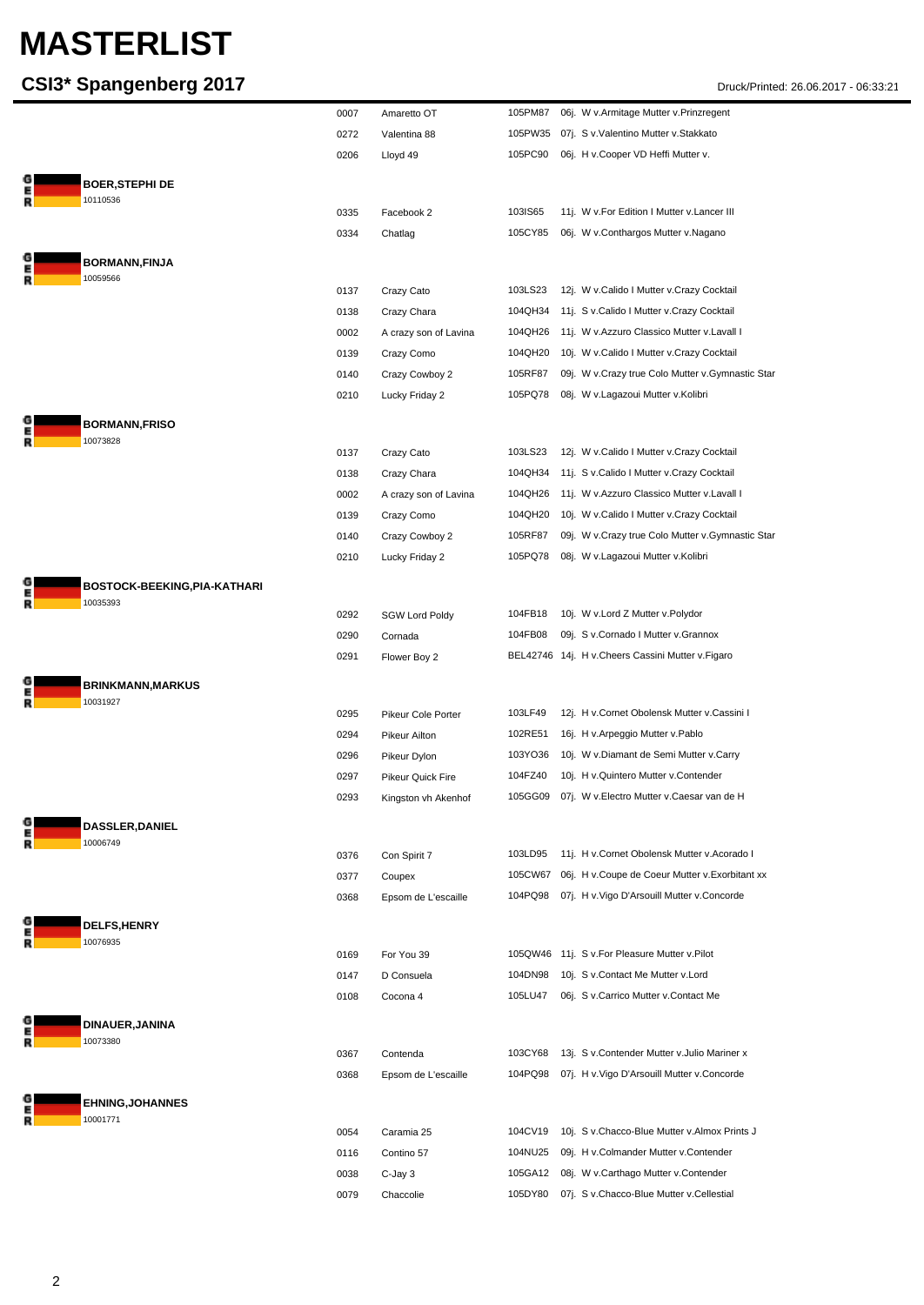# MASTERLIST

## CSI3* Spangenberg 2017

Druck/Printed: 26.06.2017 - 06:33:21

| | | | | |
|---|---|---|---|---|
| | 0007 | Amaretto OT | 105PM87 | 06j. W v.Armitage Mutter v.Prinzregent |
| | 0272 | Valentina 88 | 105PW35 | 07j. S v.Valentino Mutter v.Stakkato |
| | 0206 | Lloyd 49 | 105PC90 | 06j. H v.Cooper VD Heffi Mutter v. |
| GER **BOER,STEPHI DE** 10110536 | | | | |
| | 0335 | Facebook 2 | 103IS65 | 11j. W v.For Edition I Mutter v.Lancer III |
| | 0334 | Chatlag | 105CY85 | 06j. W v.Conthargos Mutter v.Nagano |
| GER **BORMANN,FINJA** 10059566 | | | | |
| | 0137 | Crazy Cato | 103LS23 | 12j. W v.Calido I Mutter v.Crazy Cocktail |
| | 0138 | Crazy Chara | 104QH34 | 11j. S v.Calido I Mutter v.Crazy Cocktail |
| | 0002 | A crazy son of Lavina | 104QH26 | 11j. W v.Azzuro Classico Mutter v.Lavall I |
| | 0139 | Crazy Como | 104QH20 | 10j. W v.Calido I Mutter v.Crazy Cocktail |
| | 0140 | Crazy Cowboy 2 | 105RF87 | 09j. W v.Crazy true Colo Mutter v.Gymnastic Star |
| | 0210 | Lucky Friday 2 | 105PQ78 | 08j. W v.Lagazoui Mutter v.Kolibri |
| GER **BORMANN,FRISO** 10073828 | | | | |
| | 0137 | Crazy Cato | 103LS23 | 12j. W v.Calido I Mutter v.Crazy Cocktail |
| | 0138 | Crazy Chara | 104QH34 | 11j. S v.Calido I Mutter v.Crazy Cocktail |
| | 0002 | A crazy son of Lavina | 104QH26 | 11j. W v.Azzuro Classico Mutter v.Lavall I |
| | 0139 | Crazy Como | 104QH20 | 10j. W v.Calido I Mutter v.Crazy Cocktail |
| | 0140 | Crazy Cowboy 2 | 105RF87 | 09j. W v.Crazy true Colo Mutter v.Gymnastic Star |
| | 0210 | Lucky Friday 2 | 105PQ78 | 08j. W v.Lagazoui Mutter v.Kolibri |
| GER **BOSTOCK-BEEKING,PIA-KATHARI** 10035393 | | | | |
| | 0292 | SGW Lord Poldy | 104FB18 | 10j. W v.Lord Z Mutter v.Polydor |
| | 0290 | Cornada | 104FB08 | 09j. S v.Cornado I Mutter v.Grannox |
| | 0291 | Flower Boy 2 | BEL42746 | 14j. H v.Cheers Cassini Mutter v.Figaro |
| GER **BRINKMANN,MARKUS** 10031927 | | | | |
| | 0295 | Pikeur Cole Porter | 103LF49 | 12j. H v.Cornet Obolensk Mutter v.Cassini I |
| | 0294 | Pikeur Ailton | 102RE51 | 16j. H v.Arpeggio Mutter v.Pablo |
| | 0296 | Pikeur Dylon | 103YO36 | 10j. W v.Diamant de Semi Mutter v.Carry |
| | 0297 | Pikeur Quick Fire | 104FZ40 | 10j. H v.Quintero Mutter v.Contender |
| | 0293 | Kingston vh Akenhof | 105GG09 | 07j. W v.Electro Mutter v.Caesar van de H |
| GER **DASSLER,DANIEL** 10006749 | | | | |
| | 0376 | Con Spirit 7 | 103LD95 | 11j. H v.Cornet Obolensk Mutter v.Acorado I |
| | 0377 | Coupex | 105CW67 | 06j. H v.Coupe de Coeur Mutter v.Exorbitant xx |
| | 0368 | Epsom de L'escaille | 104PQ98 | 07j. H v.Vigo D'Arsouill Mutter v.Concorde |
| GER **DELFS,HENRY** 10076935 | | | | |
| | 0169 | For You 39 | 105QW46 | 11j. S v.For Pleasure Mutter v.Pilot |
| | 0147 | D Consuela | 104DN98 | 10j. S v.Contact Me Mutter v.Lord |
| | 0108 | Cocona 4 | 105LU47 | 06j. S v.Carrico Mutter v.Contact Me |
| GER **DINAUER,JANINA** 10073380 | | | | |
| | 0367 | Contenda | 103CY68 | 13j. S v.Contender Mutter v.Julio Mariner x |
| | 0368 | Epsom de L'escaille | 104PQ98 | 07j. H v.Vigo D'Arsouill Mutter v.Concorde |
| GER **EHNING,JOHANNES** 10001771 | | | | |
| | 0054 | Caramia 25 | 104CV19 | 10j. S v.Chacco-Blue Mutter v.Almox Prints J |
| | 0116 | Contino 57 | 104NU25 | 09j. H v.Colmander Mutter v.Contender |
| | 0038 | C-Jay 3 | 105GA12 | 08j. W v.Carthago Mutter v.Contender |
| | 0079 | Chaccolie | 105DY80 | 07j. S v.Chacco-Blue Mutter v.Cellestial |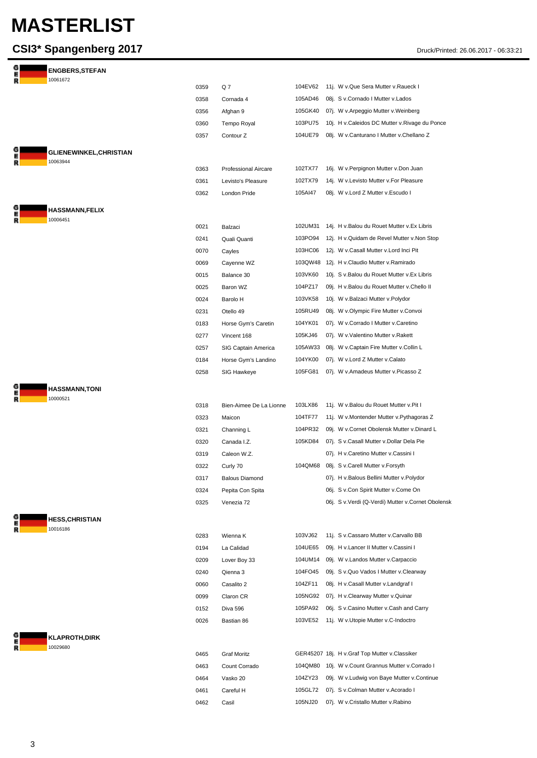# MASTERLIST

## CSI3* Spangenberg 2017

Druck/Printed: 26.06.2017 - 06:33:21

### GER ENGBERS,STEFAN
10061672

| No. | Horse | ID | Details |
|---|---|---|---|
| 0359 | Q 7 | 104EV62 | 11j. W v.Que Sera Mutter v.Raueck I |
| 0358 | Cornada 4 | 105AD46 | 08j. S v.Cornado I Mutter v.Lados |
| 0356 | Afghan 9 | 105GK40 | 07j. W v.Arpeggio Mutter v.Weinberg |
| 0360 | Tempo Royal | 103PU75 | 10j. H v.Caleidos DC Mutter v.Rivage du Ponce |
| 0357 | Contour Z | 104UE79 | 08j. W v.Canturano I Mutter v.Chellano Z |

### GER GLIENEWINKEL,CHRISTIAN
10063944

| No. | Horse | ID | Details |
|---|---|---|---|
| 0363 | Professional Aircare | 102TX77 | 16j. W v.Perpignon Mutter v.Don Juan |
| 0361 | Levisto's Pleasure | 102TX79 | 14j. W v.Levisto Mutter v.For Pleasure |
| 0362 | London Pride | 105AI47 | 08j. W v.Lord Z Mutter v.Escudo I |

### GER HASSMANN,FELIX
10006451

| No. | Horse | ID | Details |
|---|---|---|---|
| 0021 | Balzaci | 102UM31 | 14j. H v.Balou du Rouet Mutter v.Ex Libris |
| 0241 | Quali Quanti | 103PO94 | 12j. H v.Quidam de Revel Mutter v.Non Stop |
| 0070 | Cayles | 103HC06 | 12j. W v.Casall Mutter v.Lord Inci Pit |
| 0069 | Cayenne WZ | 103QW48 | 12j. H v.Claudio Mutter v.Ramirado |
| 0015 | Balance 30 | 103VK60 | 10j. S v.Balou du Rouet Mutter v.Ex Libris |
| 0025 | Baron WZ | 104PZ17 | 09j. H v.Balou du Rouet Mutter v.Chello II |
| 0024 | Barolo H | 103VK58 | 10j. W v.Balzaci Mutter v.Polydor |
| 0231 | Otello 49 | 105RU49 | 08j. W v.Olympic Fire Mutter v.Convoi |
| 0183 | Horse Gym's Caretin | 104YK01 | 07j. W v.Corrado I Mutter v.Caretino |
| 0277 | Vincent 168 | 105KJ46 | 07j. W v.Valentino Mutter v.Rakett |
| 0257 | SIG Captain America | 105AW33 | 08j. W v.Captain Fire Mutter v.Collin L |
| 0184 | Horse Gym's Landino | 104YK00 | 07j. W v.Lord Z Mutter v.Calato |
| 0258 | SIG Hawkeye | 105FG81 | 07j. W v.Amadeus Mutter v.Picasso Z |

### GER HASSMANN,TONI
10000521

| No. | Horse | ID | Details |
|---|---|---|---|
| 0318 | Bien-Aimee De La Lionne | 103LX86 | 11j. W v.Balou du Rouet Mutter v.Pit I |
| 0323 | Maicon | 104TF77 | 11j. W v.Montender Mutter v.Pythagoras Z |
| 0321 | Channing L | 104PR32 | 09j. W v.Cornet Obolensk Mutter v.Dinard L |
| 0320 | Canada I.Z. | 105KD84 | 07j. S v.Casall Mutter v.Dollar Dela Pie |
| 0319 | Caleon W.Z. | | 07j. H v.Caretino Mutter v.Cassini I |
| 0322 | Curly 70 | 104QM68 | 08j. S v.Carell Mutter v.Forsyth |
| 0317 | Balous Diamond | | 07j. H v.Balous Bellini Mutter v.Polydor |
| 0324 | Pepita Con Spita | | 06j. S v.Con Spirit Mutter v.Come On |
| 0325 | Venezia 72 | | 06j. S v.Verdi (Q-Verdi) Mutter v.Cornet Obolensk |

### GER HESS,CHRISTIAN
10016186

| No. | Horse | ID | Details |
|---|---|---|---|
| 0283 | Wienna K | 103VJ62 | 11j. S v.Cassaro Mutter v.Carvallo BB |
| 0194 | La Calidad | 104UE65 | 09j. H v.Lancer II Mutter v.Cassini I |
| 0209 | Lover Boy 33 | 104UM14 | 09j. W v.Landos Mutter v.Carpaccio |
| 0240 | Qienna 3 | 104FO45 | 09j. S v.Quo Vados I Mutter v.Clearway |
| 0060 | Casalito 2 | 104ZF11 | 08j. H v.Casall Mutter v.Landgraf I |
| 0099 | Claron CR | 105NG92 | 07j. H v.Clearway Mutter v.Quinar |
| 0152 | Diva 596 | 105PA92 | 06j. S v.Casino Mutter v.Cash and Carry |
| 0026 | Bastian 86 | 103VE52 | 11j. W v.Utopie Mutter v.C-Indoctro |

### GER KLAPROTH,DIRK
10029680

| No. | Horse | ID | Details |
|---|---|---|---|
| 0465 | Graf Moritz | GER45207 | 18j. H v.Graf Top Mutter v.Classiker |
| 0463 | Count Corrado | 104QM80 | 10j. W v.Count Grannus Mutter v.Corrado I |
| 0464 | Vasko 20 | 104ZY23 | 09j. W v.Ludwig von Baye Mutter v.Continue |
| 0461 | Careful H | 105GL72 | 07j. S v.Colman Mutter v.Acorado I |
| 0462 | Casil | 105NJ20 | 07j. W v.Cristallo Mutter v.Rabino |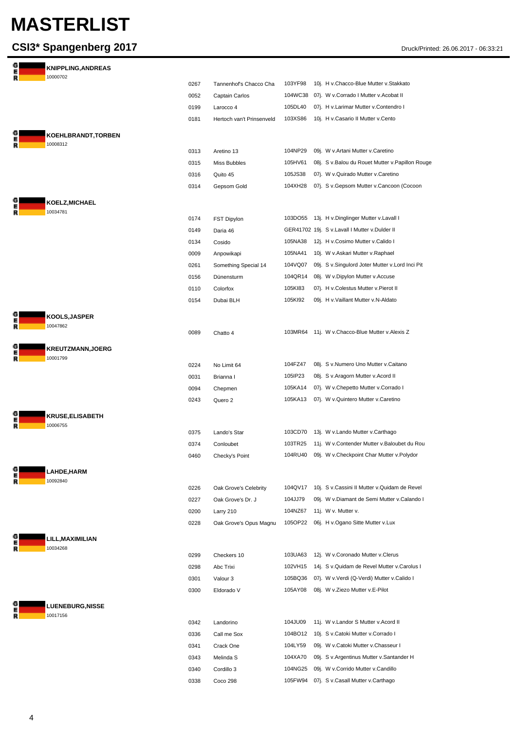# MASTERLIST

## CSI3* Spangenberg 2017

Druck/Printed: 26.06.2017 - 06:33:21

GER **KNIPPLING,ANDREAS**
10000702

| | | | |
|---|---|---|---|
| 0267 | Tannenhof's Chacco Cha | 103YF98 | 10j. H v.Chacco-Blue Mutter v.Stakkato |
| 0052 | Captain Carlos | 104WC38 | 07j. W v.Corrado I Mutter v.Acobat II |
| 0199 | Larocco 4 | 105DL40 | 07j. H v.Larimar Mutter v.Contendro I |
| 0181 | Hertoch van't Prinsenveld | 103XS86 | 10j. H v.Casario II Mutter v.Cento |

GER **KOEHLBRANDT,TORBEN**
10008312

| | | | |
|---|---|---|---|
| 0313 | Aretino 13 | 104NP29 | 09j. W v.Artani Mutter v.Caretino |
| 0315 | Miss Bubbles | 105HV61 | 08j. S v.Balou du Rouet Mutter v.Papillon Rouge |
| 0316 | Quito 45 | 105JS38 | 07j. W v.Quirado Mutter v.Caretino |
| 0314 | Gepsom Gold | 104XH28 | 07j. S v.Gepsom Mutter v.Cancoon (Cocoon |

GER **KOELZ,MICHAEL**
10034781

| | | | |
|---|---|---|---|
| 0174 | FST Dipylon | 103DO55 | 13j. H v.Dinglinger Mutter v.Lavall I |
| 0149 | Daria 46 | GER41702 | 19j. S v.Lavall I Mutter v.Dulder II |
| 0134 | Cosido | 105NA38 | 12j. H v.Cosimo Mutter v.Calido I |
| 0009 | Anpowikapi | 105NA41 | 10j. W v.Askari Mutter v.Raphael |
| 0261 | Something Special 14 | 104VQ07 | 09j. S v.Singulord Joter Mutter v.Lord Inci Pit |
| 0156 | Dünensturm | 104QR14 | 08j. W v.Dipylon Mutter v.Accuse |
| 0110 | Colorfox | 105KI83 | 07j. H v.Colestus Mutter v.Pierot II |
| 0154 | Dubai BLH | 105KI92 | 09j. H v.Vaillant Mutter v.N-Aldato |

GER **KOOLS,JASPER**
10047862

| | | | |
|---|---|---|---|
| 0089 | Chatto 4 | 103MR64 | 11j. W v.Chacco-Blue Mutter v.Alexis Z |

GER **KREUTZMANN,JOERG**
10001799

| | | | |
|---|---|---|---|
| 0224 | No Limit 64 | 104FZ47 | 08j. S v.Numero Uno Mutter v.Caitano |
| 0031 | Brianna I | 105IP23 | 08j. S v.Aragorn Mutter v.Acord II |
| 0094 | Chepmen | 105KA14 | 07j. W v.Chepetto Mutter v.Corrado I |
| 0243 | Quero 2 | 105KA13 | 07j. W v.Quintero Mutter v.Caretino |

GER **KRUSE,ELISABETH**
10006755

| | | | |
|---|---|---|---|
| 0375 | Lando's Star | 103CD70 | 13j. W v.Lando Mutter v.Carthago |
| 0374 | Conloubet | 103TR25 | 11j. W v.Contender Mutter v.Baloubet du Rou |
| 0460 | Checky's Point | 104RU40 | 09j. W v.Checkpoint Char Mutter v.Polydor |

GER **LAHDE,HARM**
10092840

| | | | |
|---|---|---|---|
| 0226 | Oak Grove's Celebrity | 104QV17 | 10j. S v.Cassini II Mutter v.Quidam de Revel |
| 0227 | Oak Grove's Dr. J | 104JJ79 | 09j. W v.Diamant de Semi Mutter v.Calando I |
| 0200 | Larry 210 | 104NZ67 | 11j. W v. Mutter v. |
| 0228 | Oak Grove's Opus Magnu | 105OP22 | 06j. H v.Ogano Sitte Mutter v.Lux |

GER **LILL,MAXIMILIAN**
10034268

| | | | |
|---|---|---|---|
| 0299 | Checkers 10 | 103UA63 | 12j. W v.Coronado Mutter v.Clerus |
| 0298 | Abc Trixi | 102VH15 | 14j. S v.Quidam de Revel Mutter v.Carolus I |
| 0301 | Valour 3 | 105BQ36 | 07j. W v.Verdi (Q-Verdi) Mutter v.Calido I |
| 0300 | Eldorado V | 105AY08 | 08j. W v.Ziezo Mutter v.E-Pilot |

GER **LUENEBURG,NISSE**
10017156

| | | | |
|---|---|---|---|
| 0342 | Landorino | 104JU09 | 11j. W v.Landor S Mutter v.Acord II |
| 0336 | Call me Sox | 104BO12 | 10j. S v.Catoki Mutter v.Corrado I |
| 0341 | Crack One | 104LY59 | 09j. W v.Catoki Mutter v.Chasseur I |
| 0343 | Melinda S | 104XA70 | 09j. S v.Argentinus Mutter v.Santander H |
| 0340 | Cordillo 3 | 104NG25 | 09j. W v.Corrido Mutter v.Candillo |
| 0338 | Coco 298 | 105FW94 | 07j. S v.Casall Mutter v.Carthago |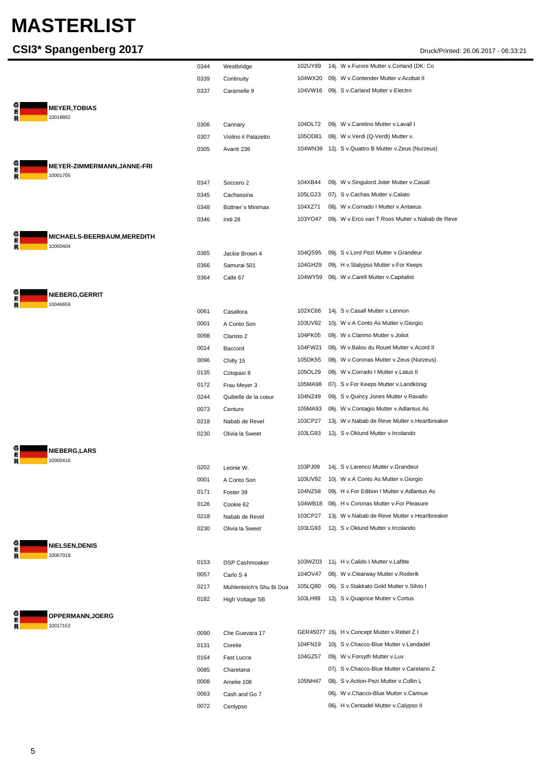# MASTERLIST

## CSI3* Spangenberg 2017

Druck/Printed: 26.06.2017 - 06:33:21

| Rider | No. | Horse | Passport | Details |
|---|---|---|---|---|
| | 0344 | Westbridge | 102UY89 | 14j. W v.Furore Mutter v.Corland (DK: Co |
| | 0339 | Continuity | 104WX20 | 09j. W v.Contender Mutter v.Acobat II |
| | 0337 | Caramelle 9 | 104VW16 | 09j. S v.Carland Mutter v.Electro |
| **GER MEYER,TOBIAS** 10018892 | | | | |
| | 0306 | Cannary | 104OL72 | 09j. W v.Caretino Mutter v.Lavall I |
| | 0307 | Violino il Palazetto | 105OD81 | 08j. W v.Verdi (Q-Verdi) Mutter v. |
| | 0305 | Avanti 236 | 104WN39 | 12j. S v.Quattro B Mutter v.Zeus (Nurzeus) |
| **GER MEYER-ZIMMERMANN,JANNE-FRI** 10001705 | | | | |
| | 0347 | Soccero 2 | 104XB44 | 09j. W v.Singulord Joter Mutter v.Casall |
| | 0345 | Cachassina | 105LG23 | 07j. S v.Cachas Mutter v.Calato |
| | 0348 | Büttner`s Minimax | 104XZ71 | 08j. W v.Cornado I Mutter v.Antaeus |
| | 0346 | Indi 28 | 103YO47 | 09j. W v.Erco van T Roos Mutter v.Nabab de Reve |
| **GER MICHAELS-BEERBAUM,MEREDITH** 10000404 | | | | |
| | 0365 | Jackie Brown 4 | 104QS95 | 09j. S v.Lord Pezi Mutter v.Grandeur |
| | 0366 | Samurai 501 | 104GH29 | 09j. H v.Stalypso Mutter v.For Keeps |
| | 0364 | Calle 67 | 104WY59 | 08j. W v.Carell Mutter v.Capitalist |
| **GER NIEBERG,GERRIT** 10046659 | | | | |
| | 0061 | Casallora | 102XC66 | 14j. S v.Casall Mutter v.Lennon |
| | 0001 | A Conto Son | 103UV92 | 10j. W v.A Conto As Mutter v.Giorgio |
| | 0098 | Claristo 2 | 104PK05 | 09j. W v.Clarimo Mutter v.Joliot |
| | 0014 | Baccord | 104FW21 | 08j. W v.Balou du Rouet Mutter v.Acord II |
| | 0096 | Chilly 15 | 105DK55 | 08j. W v.Coronas Mutter v.Zeus (Nurzeus) |
| | 0135 | Cotopaxi 8 | 105OL29 | 08j. W v.Corrado I Mutter v.Latus II |
| | 0172 | Frau Meyer 3 | 105MA98 | 07j. S v.For Keeps Mutter v.Landkönig |
| | 0244 | Quibelle de la coeur | 104NZ49 | 09j. S v.Quincy Jones Mutter v.Ravallo |
| | 0073 | Centuro | 105MA93 | 06j. W v.Contagio Mutter v.Adlantus As |
| | 0218 | Nabab de Revel | 103CP27 | 13j. W v.Nabab de Reve Mutter v.Heartbreaker |
| | 0230 | Olivia la Sweet | 103LG93 | 12j. S v.Oklund Mutter v.Ircolando |
| **GER NIEBERG,LARS** 10000416 | | | | |
| | 0202 | Leonie W. | 103PJ09 | 14j. S v.Larenco Mutter v.Grandeur |
| | 0001 | A Conto Son | 103UV92 | 10j. W v.A Conto As Mutter v.Giorgio |
| | 0171 | Foster 39 | 104NZ58 | 09j. H v.For Edition I Mutter v.Adlantus As |
| | 0126 | Cookie 62 | 104WB18 | 08j. H v.Coronas Mutter v.For Pleasure |
| | 0218 | Nabab de Revel | 103CP27 | 13j. W v.Nabab de Reve Mutter v.Heartbreaker |
| | 0230 | Olivia la Sweet | 103LG93 | 12j. S v.Oklund Mutter v.Ircolando |
| **GER NIELSEN,DENIS** 10067018 | | | | |
| | 0153 | DSP Cashmoaker | 103WZ03 | 11j. H v.Calido I Mutter v.Lafitte |
| | 0057 | Carlo S 4 | 104OV47 | 08j. W v.Clearway Mutter v.Roderik |
| | 0217 | Mühlenteich's Shu Bi Dua | 105LQ80 | 06j. S v.Stakkato Gold Mutter v.Silvio I |
| | 0182 | High Voltage SB | 103LH99 | 12j. S v.Quaprice Mutter v.Cortus |
| **GER OPPERMANN,JOERG** 10017152 | | | | |
| | 0090 | Che Guevara 17 | GER45077 | 16j. H v.Concept Mutter v.Rebel Z I |
| | 0131 | Corelie | 104FN19 | 10j. S v.Chacco-Blue Mutter v.Landadel |
| | 0164 | Fast Lucca | 104GZ57 | 09j. W v.Forsyth Mutter v.Lux |
| | 0085 | Charetana | | 07j. S v.Chacco-Blue Mutter v.Caretano Z |
| | 0008 | Amelie 108 | 105NH47 | 08j. S v.Action-Pezi Mutter v.Collin L |
| | 0063 | Cash and Go 7 | | 06j. W v.Chacco-Blue Mutter v.Carinue |
| | 0072 | Cenlypso | | 06j. H v.Centadel Mutter v.Calypso II |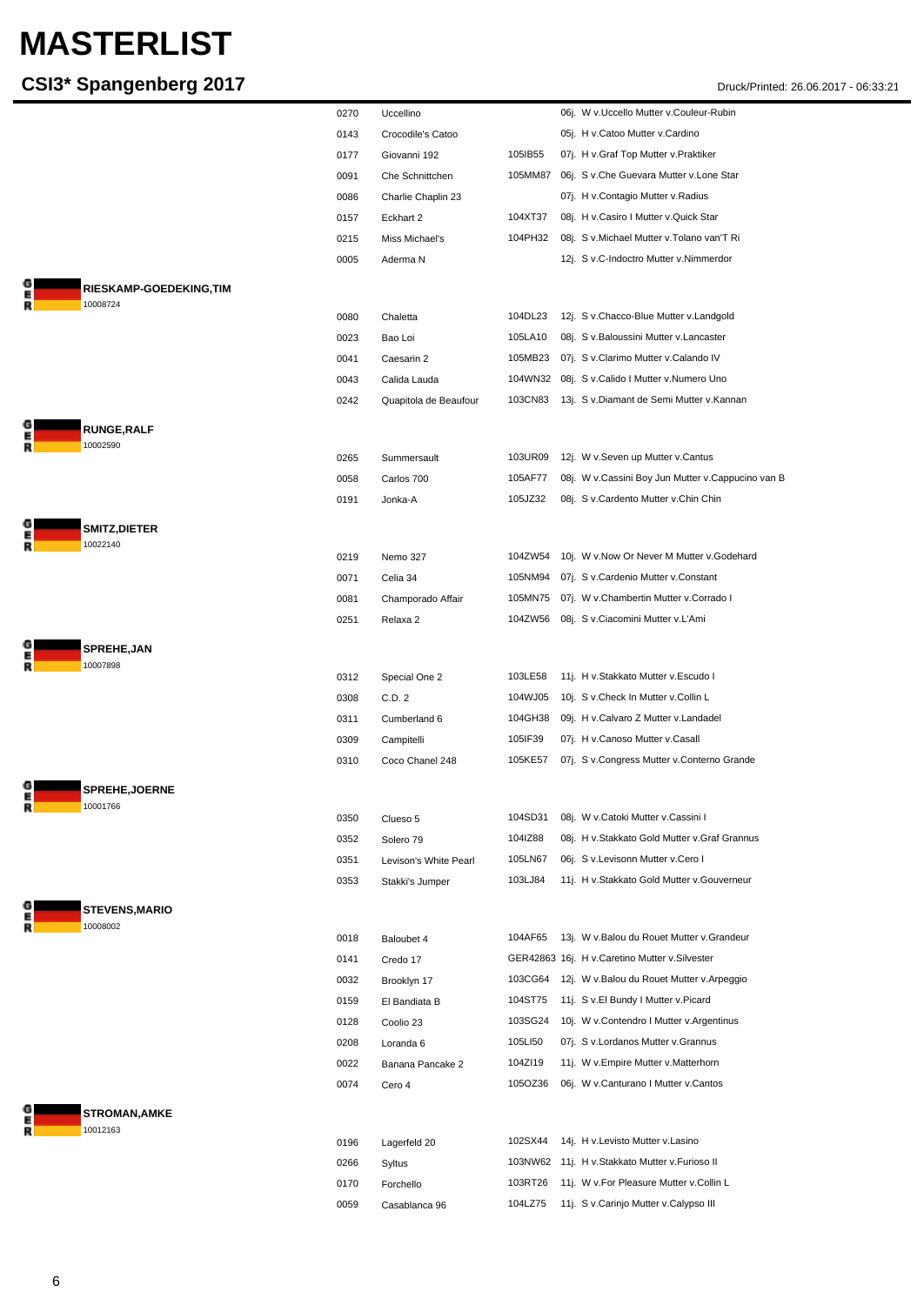# MASTERLIST

## CSI3* Spangenberg 2017

Druck/Printed: 26.06.2017 - 06:33:21

| | | | |
|---|---|---|---|
| 0270 | Uccellino | | 06j. W v.Uccello Mutter v.Couleur-Rubin |
| 0143 | Crocodile's Catoo | | 05j. H v.Catoo Mutter v.Cardino |
| 0177 | Giovanni 192 | 105IB55 | 07j. H v.Graf Top Mutter v.Praktiker |
| 0091 | Che Schnittchen | 105MM87 | 06j. S v.Che Guevara Mutter v.Lone Star |
| 0086 | Charlie Chaplin 23 | | 07j. H v.Contagio Mutter v.Radius |
| 0157 | Eckhart 2 | 104XT37 | 08j. H v.Casiro I Mutter v.Quick Star |
| 0215 | Miss Michael's | 104PH32 | 08j. S v.Michael Mutter v.Tolano van'T Ri |
| 0005 | Aderma N | | 12j. S v.C-Indoctro Mutter v.Nimmerdor |

**GER RIESKAMP-GOEDEKING,TIM** 10008724

| | | | |
|---|---|---|---|
| 0080 | Chaletta | 104DL23 | 12j. S v.Chacco-Blue Mutter v.Landgold |
| 0023 | Bao Loi | 105LA10 | 08j. S v.Baloussini Mutter v.Lancaster |
| 0041 | Caesarin 2 | 105MB23 | 07j. S v.Clarimo Mutter v.Calando IV |
| 0043 | Calida Lauda | 104WN32 | 08j. S v.Calido I Mutter v.Numero Uno |
| 0242 | Quapitola de Beaufour | 103CN83 | 13j. S v.Diamant de Semi Mutter v.Kannan |

**GER RUNGE,RALF** 10002590

| | | | |
|---|---|---|---|
| 0265 | Summersault | 103UR09 | 12j. W v.Seven up Mutter v.Cantus |
| 0058 | Carlos 700 | 105AF77 | 08j. W v.Cassini Boy Jun Mutter v.Cappucino van B |
| 0191 | Jonka-A | 105JZ32 | 08j. S v.Cardento Mutter v.Chin Chin |

**GER SMITZ,DIETER** 10022140

| | | | |
|---|---|---|---|
| 0219 | Nemo 327 | 104ZW54 | 10j. W v.Now Or Never M Mutter v.Godehard |
| 0071 | Celia 34 | 105NM94 | 07j. S v.Cardenio Mutter v.Constant |
| 0081 | Champorado Affair | 105MN75 | 07j. W v.Chambertin Mutter v.Corrado I |
| 0251 | Relaxa 2 | 104ZW56 | 08j. S v.Ciacomini Mutter v.L'Ami |

**GER SPREHE,JAN** 10007898

| | | | |
|---|---|---|---|
| 0312 | Special One 2 | 103LE58 | 11j. H v.Stakkato Mutter v.Escudo I |
| 0308 | C.D. 2 | 104WJ05 | 10j. S v.Check In Mutter v.Collin L |
| 0311 | Cumberland 6 | 104GH38 | 09j. H v.Calvaro Z Mutter v.Landadel |
| 0309 | Campitelli | 105IF39 | 07j. H v.Canoso Mutter v.Casall |
| 0310 | Coco Chanel 248 | 105KE57 | 07j. S v.Congress Mutter v.Conterno Grande |

**GER SPREHE,JOERNE** 10001766

| | | | |
|---|---|---|---|
| 0350 | Clueso 5 | 104SD31 | 08j. W v.Catoki Mutter v.Cassini I |
| 0352 | Solero 79 | 104IZ88 | 08j. H v.Stakkato Gold Mutter v.Graf Grannus |
| 0351 | Levison's White Pearl | 105LN67 | 06j. S v.Levisonn Mutter v.Cero I |
| 0353 | Stakki's Jumper | 103LJ84 | 11j. H v.Stakkato Gold Mutter v.Gouverneur |

**GER STEVENS,MARIO** 10008002

| | | | |
|---|---|---|---|
| 0018 | Baloubet 4 | 104AF65 | 13j. W v.Balou du Rouet Mutter v.Grandeur |
| 0141 | Credo 17 | GER42863 | 16j. H v.Caretino Mutter v.Silvester |
| 0032 | Brooklyn 17 | 103CG64 | 12j. W v.Balou du Rouet Mutter v.Arpeggio |
| 0159 | El Bandiata B | 104ST75 | 11j. S v.El Bundy I Mutter v.Picard |
| 0128 | Coolio 23 | 103SG24 | 10j. W v.Contendro I Mutter v.Argentinus |
| 0208 | Loranda 6 | 105LI50 | 07j. S v.Lordanos Mutter v.Grannus |
| 0022 | Banana Pancake 2 | 104ZI19 | 11j. W v.Empire Mutter v.Matterhorn |
| 0074 | Cero 4 | 105OZ36 | 06j. W v.Canturano I Mutter v.Cantos |

**GER STROMAN,AMKE** 10012163

| | | | |
|---|---|---|---|
| 0196 | Lagerfeld 20 | 102SX44 | 14j. H v.Levisto Mutter v.Lasino |
| 0266 | Syltus | 103NW62 | 11j. H v.Stakkato Mutter v.Furioso II |
| 0170 | Forchello | 103RT26 | 11j. W v.For Pleasure Mutter v.Collin L |
| 0059 | Casablanca 96 | 104LZ75 | 11j. S v.Carinjo Mutter v.Calypso III |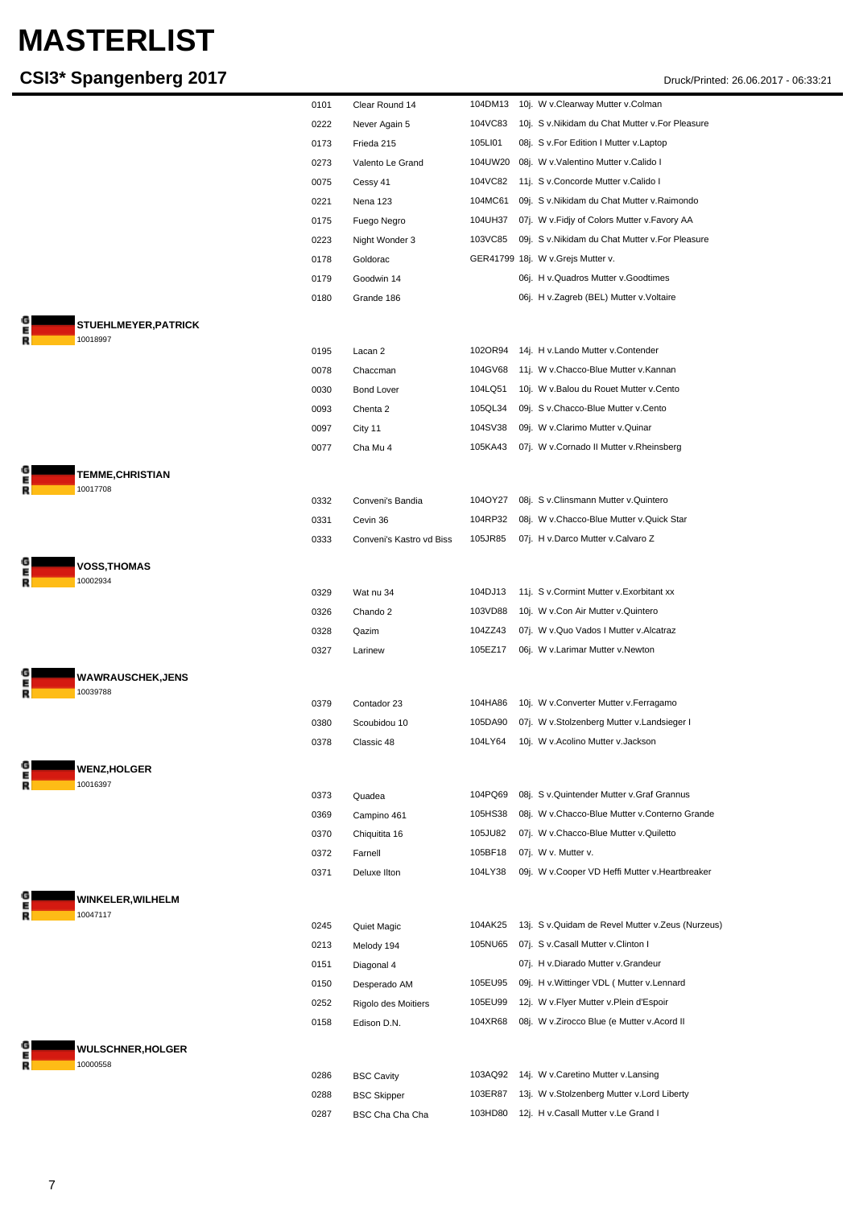# MASTERLIST

## CSI3* Spangenberg 2017

Druck/Printed: 26.06.2017 - 06:33:21

| No. | Horse | Passport | Details |
|---|---|---|---|
| 0101 | Clear Round 14 | 104DM13 | 10j. W v.Clearway Mutter v.Colman |
| 0222 | Never Again 5 | 104VC83 | 10j. S v.Nikidam du Chat Mutter v.For Pleasure |
| 0173 | Frieda 215 | 105LI01 | 08j. S v.For Edition I Mutter v.Laptop |
| 0273 | Valento Le Grand | 104UW20 | 08j. W v.Valentino Mutter v.Calido I |
| 0075 | Cessy 41 | 104VC82 | 11j. S v.Concorde Mutter v.Calido I |
| 0221 | Nena 123 | 104MC61 | 09j. S v.Nikidam du Chat Mutter v.Raimondo |
| 0175 | Fuego Negro | 104UH37 | 07j. W v.Fidjy of Colors Mutter v.Favory AA |
| 0223 | Night Wonder 3 | 103VC85 | 09j. S v.Nikidam du Chat Mutter v.For Pleasure |
| 0178 | Goldorac | GER41799 | 18j. W v.Grejs Mutter v. |
| 0179 | Goodwin 14 | | 06j. H v.Quadros Mutter v.Goodtimes |
| 0180 | Grande 186 | | 06j. H v.Zagreb (BEL) Mutter v.Voltaire |

**GER STUEHLMEYER,PATRICK**
10018997

| No. | Horse | Passport | Details |
|---|---|---|---|
| 0195 | Lacan 2 | 102OR94 | 14j. H v.Lando Mutter v.Contender |
| 0078 | Chaccman | 104GV68 | 11j. W v.Chacco-Blue Mutter v.Kannan |
| 0030 | Bond Lover | 104LQ51 | 10j. W v.Balou du Rouet Mutter v.Cento |
| 0093 | Chenta 2 | 105QL34 | 09j. S v.Chacco-Blue Mutter v.Cento |
| 0097 | City 11 | 104SV38 | 09j. W v.Clarimo Mutter v.Quinar |
| 0077 | Cha Mu 4 | 105KA43 | 07j. W v.Cornado II Mutter v.Rheinsberg |

**GER TEMME,CHRISTIAN**
10017708

| No. | Horse | Passport | Details |
|---|---|---|---|
| 0332 | Conveni's Bandia | 104OY27 | 08j. S v.Clinsmann Mutter v.Quintero |
| 0331 | Cevin 36 | 104RP32 | 08j. W v.Chacco-Blue Mutter v.Quick Star |
| 0333 | Conveni's Kastro vd Biss | 105JR85 | 07j. H v.Darco Mutter v.Calvaro Z |

**GER VOSS,THOMAS**
10002934

| No. | Horse | Passport | Details |
|---|---|---|---|
| 0329 | Wat nu 34 | 104DJ13 | 11j. S v.Cormint Mutter v.Exorbitant xx |
| 0326 | Chando 2 | 103VD88 | 10j. W v.Con Air Mutter v.Quintero |
| 0328 | Qazim | 104ZZ43 | 07j. W v.Quo Vados I Mutter v.Alcatraz |
| 0327 | Larinew | 105EZ17 | 06j. W v.Larimar Mutter v.Newton |

**GER WAWRAUSCHEK,JENS**
10039788

| No. | Horse | Passport | Details |
|---|---|---|---|
| 0379 | Contador 23 | 104HA86 | 10j. W v.Converter Mutter v.Ferragamo |
| 0380 | Scoubidou 10 | 105DA90 | 07j. W v.Stolzenberg Mutter v.Landsieger I |
| 0378 | Classic 48 | 104LY64 | 10j. W v.Acolino Mutter v.Jackson |

**GER WENZ,HOLGER**
10016397

| No. | Horse | Passport | Details |
|---|---|---|---|
| 0373 | Quadea | 104PQ69 | 08j. S v.Quintender Mutter v.Graf Grannus |
| 0369 | Campino 461 | 105HS38 | 08j. W v.Chacco-Blue Mutter v.Conterno Grande |
| 0370 | Chiquitita 16 | 105JU82 | 07j. W v.Chacco-Blue Mutter v.Quiletto |
| 0372 | Farnell | 105BF18 | 07j. W v. Mutter v. |
| 0371 | Deluxe Ilton | 104LY38 | 09j. W v.Cooper VD Heffi Mutter v.Heartbreaker |

**GER WINKELER,WILHELM**
10047117

| No. | Horse | Passport | Details |
|---|---|---|---|
| 0245 | Quiet Magic | 104AK25 | 13j. S v.Quidam de Revel Mutter v.Zeus (Nurzeus) |
| 0213 | Melody 194 | 105NU65 | 07j. S v.Casall Mutter v.Clinton I |
| 0151 | Diagonal 4 | | 07j. H v.Diarado Mutter v.Grandeur |
| 0150 | Desperado AM | 105EU95 | 09j. H v.Wittinger VDL ( Mutter v.Lennard |
| 0252 | Rigolo des Moitiers | 105EU99 | 12j. W v.Flyer Mutter v.Plein d'Espoir |
| 0158 | Edison D.N. | 104XR68 | 08j. W v.Zirocco Blue (e Mutter v.Acord II |

**GER WULSCHNER,HOLGER**
10000558

| No. | Horse | Passport | Details |
|---|---|---|---|
| 0286 | BSC Cavity | 103AQ92 | 14j. W v.Caretino Mutter v.Lansing |
| 0288 | BSC Skipper | 103ER87 | 13j. W v.Stolzenberg Mutter v.Lord Liberty |
| 0287 | BSC Cha Cha Cha | 103HD80 | 12j. H v.Casall Mutter v.Le Grand I |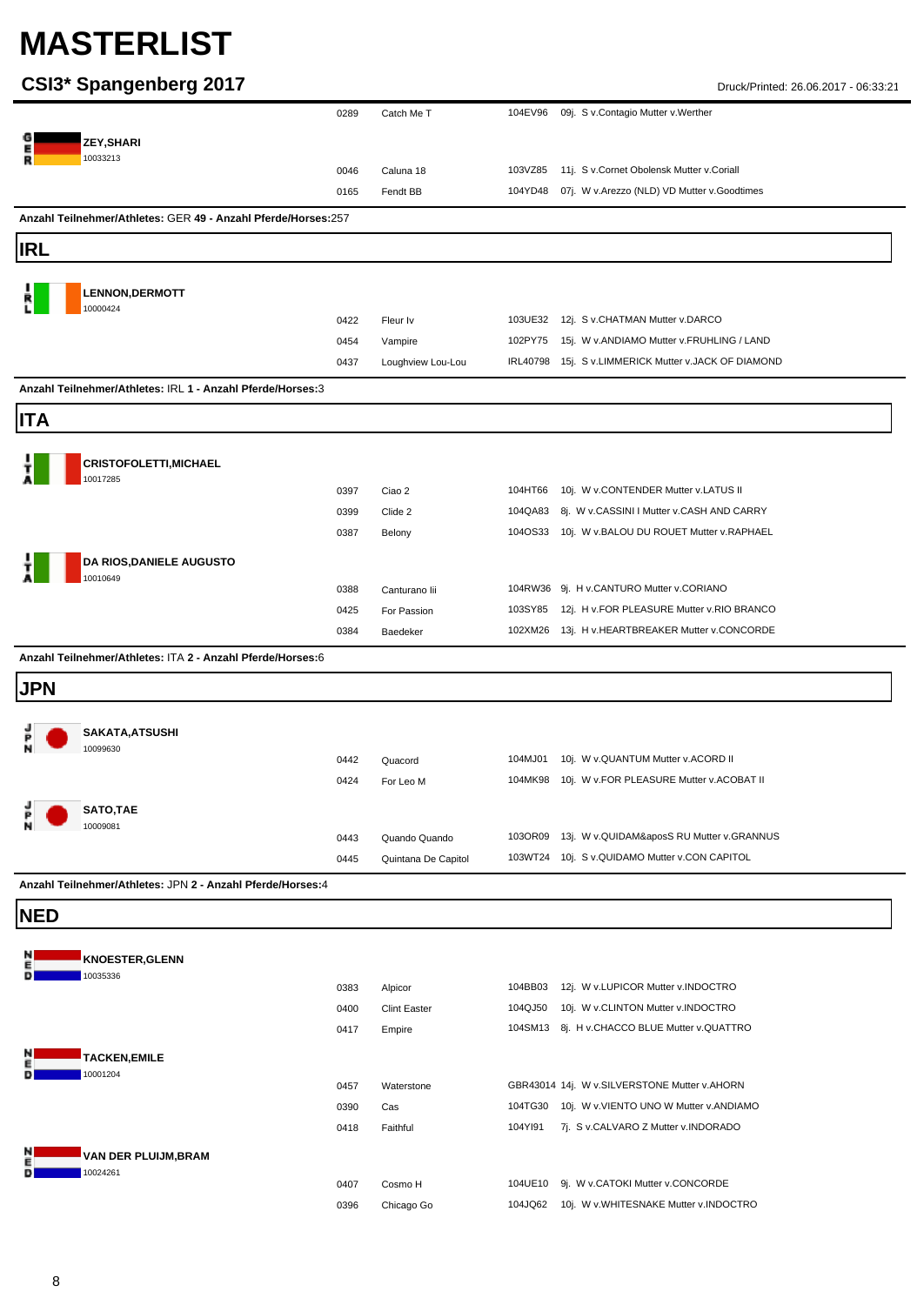# MASTERLIST

## CSI3* Spangenberg 2017

Druck/Printed: 26.06.2017 - 06:33:21

| | | | | |
|---|---|---|---|---|
| | 0289 | Catch Me T | 104EV96 | 09j. S v.Contagio Mutter v.Werther |

**ZEY,SHARI** (GER)
10033213

| | | | |
|---|---|---|---|
| 0046 | Caluna 18 | 103VZ85 | 11j. S v.Cornet Obolensk Mutter v.Coriall |
| 0165 | Fendt BB | 104YD48 | 07j. W v.Arezzo (NLD) VD Mutter v.Goodtimes |

**Anzahl Teilnehmer/Athletes:** GER **49** - **Anzahl Pferde/Horses:**257

## IRL

**LENNON,DERMOTT** (IRL)
10000424

| | | | |
|---|---|---|---|
| 0422 | Fleur Iv | 103UE32 | 12j. S v.CHATMAN Mutter v.DARCO |
| 0454 | Vampire | 102PY75 | 15j. W v.ANDIAMO Mutter v.FRUHLING / LAND |
| 0437 | Loughview Lou-Lou | IRL40798 | 15j. S v.LIMMERICK Mutter v.JACK OF DIAMOND |

**Anzahl Teilnehmer/Athletes:** IRL **1** - **Anzahl Pferde/Horses:**3

## ITA

**CRISTOFOLETTI,MICHAEL** (ITA)
10017285

| | | | |
|---|---|---|---|
| 0397 | Ciao 2 | 104HT66 | 10j. W v.CONTENDER Mutter v.LATUS II |
| 0399 | Clide 2 | 104QA83 | 8j. W v.CASSINI I Mutter v.CASH AND CARRY |
| 0387 | Belony | 104OS33 | 10j. W v.BALOU DU ROUET Mutter v.RAPHAEL |

**DA RIOS,DANIELE AUGUSTO** (ITA)
10010649

| | | | |
|---|---|---|---|
| 0388 | Canturano Iii | 104RW36 | 9j. H v.CANTURO Mutter v.CORIANO |
| 0425 | For Passion | 103SY85 | 12j. H v.FOR PLEASURE Mutter v.RIO BRANCO |
| 0384 | Baedeker | 102XM26 | 13j. H v.HEARTBREAKER Mutter v.CONCORDE |

**Anzahl Teilnehmer/Athletes:** ITA **2** - **Anzahl Pferde/Horses:**6

## JPN

**SAKATA,ATSUSHI** (JPN)
10099630

| | | | |
|---|---|---|---|
| 0442 | Quacord | 104MJ01 | 10j. W v.QUANTUM Mutter v.ACORD II |
| 0424 | For Leo M | 104MK98 | 10j. W v.FOR PLEASURE Mutter v.ACOBAT II |

**SATO,TAE** (JPN)
10009081

| | | | |
|---|---|---|---|
| 0443 | Quando Quando | 103OR09 | 13j. W v.QUIDAM&aposS RU Mutter v.GRANNUS |
| 0445 | Quintana De Capitol | 103WT24 | 10j. S v.QUIDAMO Mutter v.CON CAPITOL |

**Anzahl Teilnehmer/Athletes:** JPN **2** - **Anzahl Pferde/Horses:**4

## NED

**KNOESTER,GLENN** (NED)
10035336

| | | | |
|---|---|---|---|
| 0383 | Alpicor | 104BB03 | 12j. W v.LUPICOR Mutter v.INDOCTRO |
| 0400 | Clint Easter | 104QJ50 | 10j. W v.CLINTON Mutter v.INDOCTRO |
| 0417 | Empire | 104SM13 | 8j. H v.CHACCO BLUE Mutter v.QUATTRO |

**TACKEN,EMILE** (NED)
10001204

| | | | |
|---|---|---|---|
| 0457 | Waterstone | GBR43014 | 14j. W v.SILVERSTONE Mutter v.AHORN |
| 0390 | Cas | 104TG30 | 10j. W v.VIENTO UNO W Mutter v.ANDIAMO |
| 0418 | Faithful | 104YI91 | 7j. S v.CALVARO Z Mutter v.INDORADO |

**VAN DER PLUIJM,BRAM** (NED)
10024261

| | | | |
|---|---|---|---|
| 0407 | Cosmo H | 104UE10 | 9j. W v.CATOKI Mutter v.CONCORDE |
| 0396 | Chicago Go | 104JQ62 | 10j. W v.WHITESNAKE Mutter v.INDOCTRO |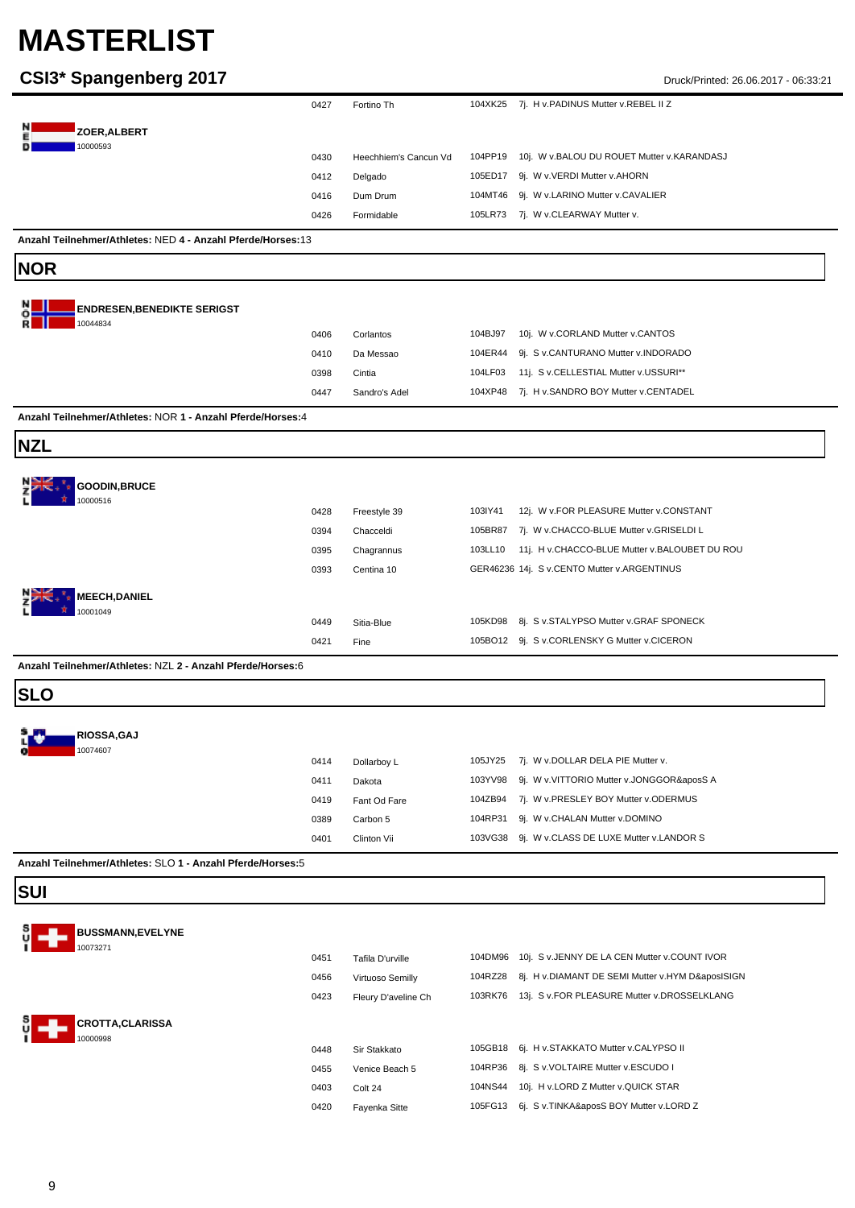# MASTERLIST

## CSI3* Spangenberg 2017

Druck/Printed: 26.06.2017 - 06:33:21

| | | | | |
|---|---|---|---|---|
| | 0427 | Fortino Th | 104XK25 | 7j. H v.PADINUS Mutter v.REBEL II Z |
| NED **ZOER,ALBERT** 10000593 | | | | |
| | 0430 | Heechhiem's Cancun Vd | 104PP19 | 10j. W v.BALOU DU ROUET Mutter v.KARANDASJ |
| | 0412 | Delgado | 105ED17 | 9j. W v.VERDI Mutter v.AHORN |
| | 0416 | Dum Drum | 104MT46 | 9j. W v.LARINO Mutter v.CAVALIER |
| | 0426 | Formidable | 105LR73 | 7j. W v.CLEARWAY Mutter v. |

**Anzahl Teilnehmer/Athletes:** NED **4** - **Anzahl Pferde/Horses:**13

## NOR

| | | | | |
|---|---|---|---|---|
| NOR **ENDRESEN,BENEDIKTE SERIGST** 10044834 | | | | |
| | 0406 | Corlantos | 104BJ97 | 10j. W v.CORLAND Mutter v.CANTOS |
| | 0410 | Da Messao | 104ER44 | 9j. S v.CANTURANO Mutter v.INDORADO |
| | 0398 | Cintia | 104LF03 | 11j. S v.CELLESTIAL Mutter v.USSURI** |
| | 0447 | Sandro's Adel | 104XP48 | 7j. H v.SANDRO BOY Mutter v.CENTADEL |

**Anzahl Teilnehmer/Athletes:** NOR **1** - **Anzahl Pferde/Horses:**4

## NZL

| | | | | |
|---|---|---|---|---|
| NZL **GOODIN,BRUCE** 10000516 | | | | |
| | 0428 | Freestyle 39 | 103IY41 | 12j. W v.FOR PLEASURE Mutter v.CONSTANT |
| | 0394 | Chacceldi | 105BR87 | 7j. W v.CHACCO-BLUE Mutter v.GRISELDI L |
| | 0395 | Chagrannus | 103LL10 | 11j. H v.CHACCO-BLUE Mutter v.BALOUBET DU ROU |
| | 0393 | Centina 10 | GER46236 | 14j. S v.CENTO Mutter v.ARGENTINUS |
| NZL **MEECH,DANIEL** 10001049 | | | | |
| | 0449 | Sitia-Blue | 105KD98 | 8j. S v.STALYPSO Mutter v.GRAF SPONECK |
| | 0421 | Fine | 105BO12 | 9j. S v.CORLENSKY G Mutter v.CICERON |

**Anzahl Teilnehmer/Athletes:** NZL **2** - **Anzahl Pferde/Horses:**6

## SLO

| | | | | |
|---|---|---|---|---|
| SLO **RIOSSA,GAJ** 10074607 | | | | |
| | 0414 | Dollarboy L | 105JY25 | 7j. W v.DOLLAR DELA PIE Mutter v. |
| | 0411 | Dakota | 103YV98 | 9j. W v.VITTORIO Mutter v.JONGGOR&aposS A |
| | 0419 | Fant Od Fare | 104ZB94 | 7j. W v.PRESLEY BOY Mutter v.ODERMUS |
| | 0389 | Carbon 5 | 104RP31 | 9j. W v.CHALAN Mutter v.DOMINO |
| | 0401 | Clinton Vii | 103VG38 | 9j. W v.CLASS DE LUXE Mutter v.LANDOR S |

**Anzahl Teilnehmer/Athletes:** SLO **1** - **Anzahl Pferde/Horses:**5

## SUI

| | | | | |
|---|---|---|---|---|
| SUI **BUSSMANN,EVELYNE** 10073271 | | | | |
| | 0451 | Tafila D'urville | 104DM96 | 10j. S v.JENNY DE LA CEN Mutter v.COUNT IVOR |
| | 0456 | Virtuoso Semilly | 104RZ28 | 8j. H v.DIAMANT DE SEMI Mutter v.HYM D&aposISIGN |
| | 0423 | Fleury D'aveline Ch | 103RK76 | 13j. S v.FOR PLEASURE Mutter v.DROSSELKLANG |
| SUI **CROTTA,CLARISSA** 10000998 | | | | |
| | 0448 | Sir Stakkato | 105GB18 | 6j. H v.STAKKATO Mutter v.CALYPSO II |
| | 0455 | Venice Beach 5 | 104RP36 | 8j. S v.VOLTAIRE Mutter v.ESCUDO I |
| | 0403 | Colt 24 | 104NS44 | 10j. H v.LORD Z Mutter v.QUICK STAR |
| | 0420 | Fayenka Sitte | 105FG13 | 6j. S v.TINKA&aposS BOY Mutter v.LORD Z |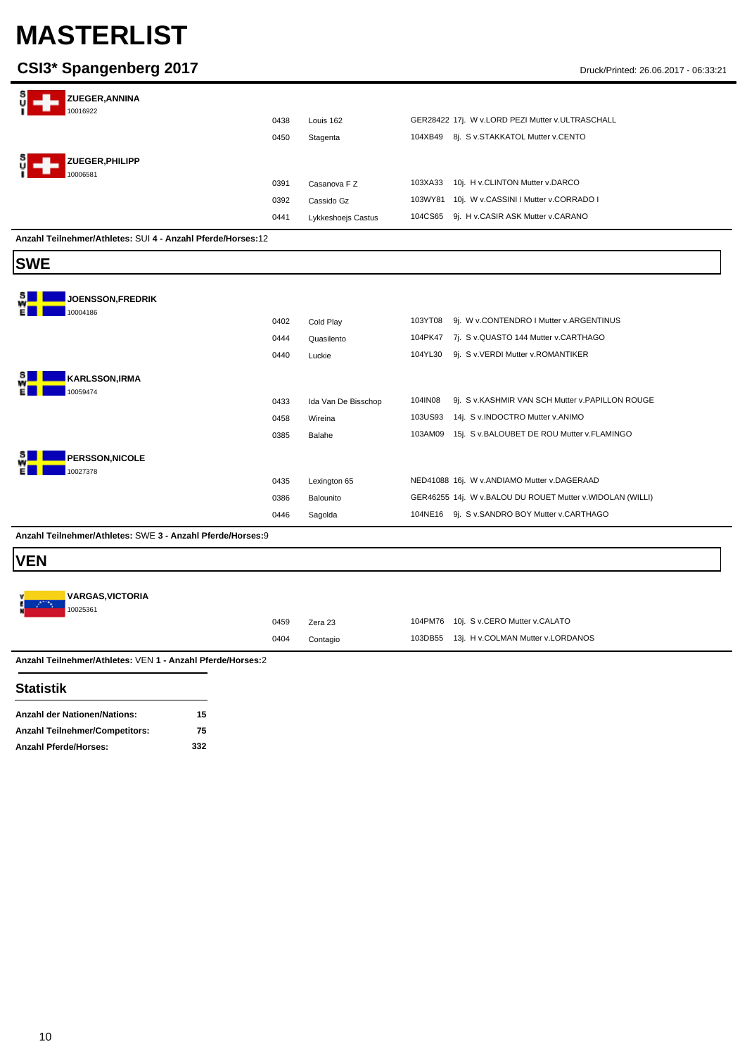# MASTERLIST

## CSI3* Spangenberg 2017

Druck/Printed: 26.06.2017 - 06:33:21

**ZUEGER,ANNINA**
10016922

| | | | |
|---|---|---|---|
| 0438 | Louis 162 | GER28422 | 17j. W v.LORD PEZI Mutter v.ULTRASCHALL |
| 0450 | Stagenta | 104XB49 | 8j. S v.STAKKATOL Mutter v.CENTO |

**ZUEGER,PHILIPP**
10006581

| | | | |
|---|---|---|---|
| 0391 | Casanova F Z | 103XA33 | 10j. H v.CLINTON Mutter v.DARCO |
| 0392 | Cassido Gz | 103WY81 | 10j. W v.CASSINI I Mutter v.CORRADO I |
| 0441 | Lykkeshoejs Castus | 104CS65 | 9j. H v.CASIR ASK Mutter v.CARANO |

**Anzahl Teilnehmer/Athletes:** SUI **4 - Anzahl Pferde/Horses:**12

## SWE

**JOENSSON,FREDRIK**
10004186

| | | | |
|---|---|---|---|
| 0402 | Cold Play | 103YT08 | 9j. W v.CONTENDRO I Mutter v.ARGENTINUS |
| 0444 | Quasilento | 104PK47 | 7j. S v.QUASTO 144 Mutter v.CARTHAGO |
| 0440 | Luckie | 104YL30 | 9j. S v.VERDI Mutter v.ROMANTIKER |

**KARLSSON,IRMA**
10059474

| | | | |
|---|---|---|---|
| 0433 | Ida Van De Bisschop | 104IN08 | 9j. S v.KASHMIR VAN SCH Mutter v.PAPILLON ROUGE |
| 0458 | Wireina | 103US93 | 14j. S v.INDOCTRO Mutter v.ANIMO |
| 0385 | Balahe | 103AM09 | 15j. S v.BALOUBET DE ROU Mutter v.FLAMINGO |

**PERSSON,NICOLE**
10027378

| | | | |
|---|---|---|---|
| 0435 | Lexington 65 | NED41088 | 16j. W v.ANDIAMO Mutter v.DAGERAAD |
| 0386 | Balounito | GER46255 | 14j. W v.BALOU DU ROUET Mutter v.WIDOLAN (WILLI) |
| 0446 | Sagolda | 104NE16 | 9j. S v.SANDRO BOY Mutter v.CARTHAGO |

**Anzahl Teilnehmer/Athletes:** SWE **3 - Anzahl Pferde/Horses:**9

## VEN

**VARGAS,VICTORIA**
10025361

| | | | |
|---|---|---|---|
| 0459 | Zera 23 | 104PM76 | 10j. S v.CERO Mutter v.CALATO |
| 0404 | Contagio | 103DB55 | 13j. H v.COLMAN Mutter v.LORDANOS |

**Anzahl Teilnehmer/Athletes:** VEN **1 - Anzahl Pferde/Horses:**2

## Statistik

| | |
|---|---|
| **Anzahl der Nationen/Nations:** | **15** |
| **Anzahl Teilnehmer/Competitors:** | **75** |
| **Anzahl Pferde/Horses:** | **332** |